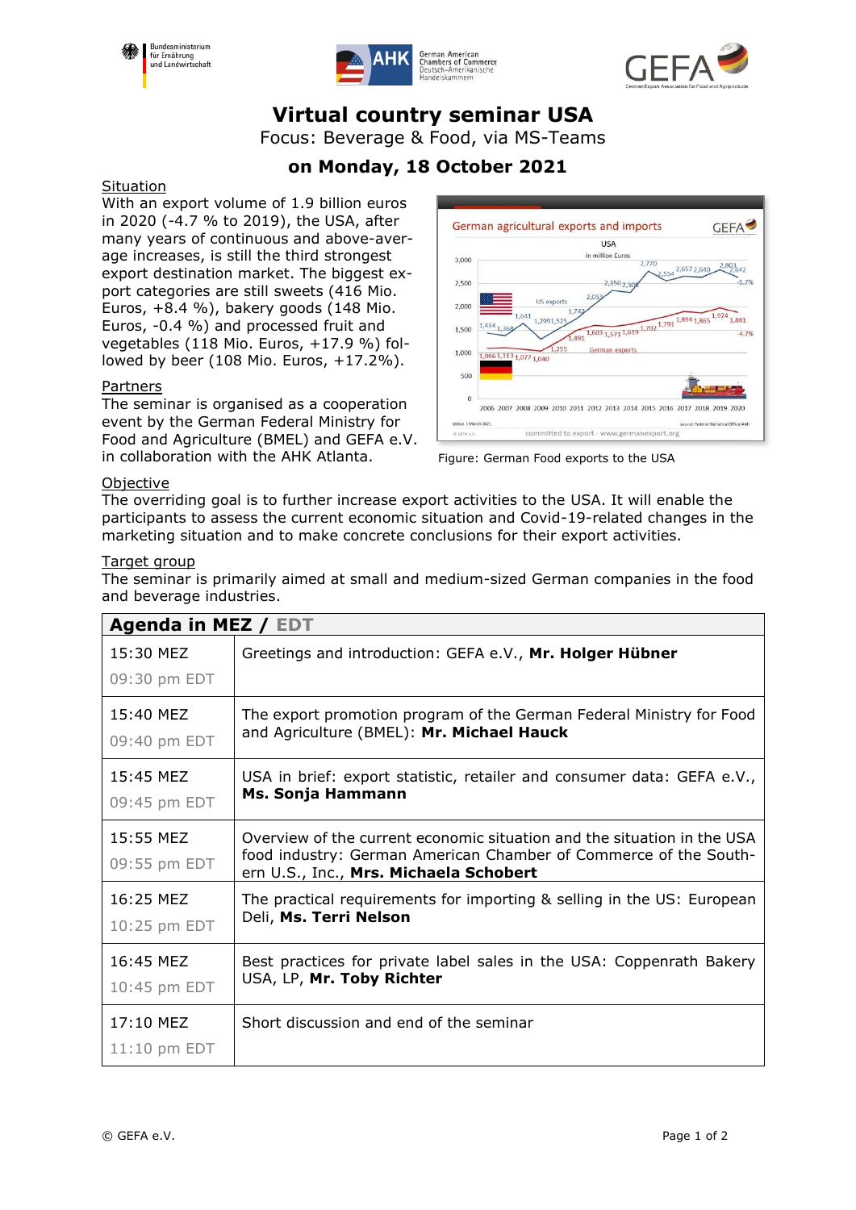# Virtual country seminar USA

Focus: Beverage & Food, via MS-Teams

## on Monday, 18 October 2021

Situation

With an export volume of 1.9 billion euros in 2020 (-4.7 % to 2019), the USA, after many years of continuous and above-average increases, is still the third strongest export destination market. The biggest export categories are still sweets (416 Mio. Euros, +8.4 %), bakery goods (148 Mio. Euros, -0.4 %) and processed fruit and vegetables (118 Mio. Euros, +17.9 %) followed by beer (108 Mio. Euros, +17.2%).

Partners

The seminar is organised as a cooperation event by the German Federal Ministry for Food and Agriculture (BMEL) and GEFA e.V. in collaboration with the AHK Atlanta.

Figure: German Food exports to the USA

Objective

The overriding goal is to further increase export activities to the USA. It will enable the participants to assess the current economic situation and Covid-19-related changes in the marketing situation and to make concrete conclusions for their export activities.

Target group

The seminar is primarily aimed at small and medium-sized German companies in the food and beverage industries.

| Agenda in MEZ / EDT | |
|---|---|
| 15:30 MEZ<br>09:30 pm EDT | Greetings and introduction: GEFA e.V., **Mr. Holger Hübner** |
| 15:40 MEZ<br>09:40 pm EDT | The export promotion program of the German Federal Ministry for Food and Agriculture (BMEL): **Mr. Michael Hauck** |
| 15:45 MEZ<br>09:45 pm EDT | USA in brief: export statistic, retailer and consumer data: GEFA e.V., **Ms. Sonja Hammann** |
| 15:55 MEZ<br>09:55 pm EDT | Overview of the current economic situation and the situation in the USA food industry: German American Chamber of Commerce of the Southern U.S., Inc., **Mrs. Michaela Schobert** |
| 16:25 MEZ<br>10:25 pm EDT | The practical requirements for importing & selling in the US: European Deli, **Ms. Terri Nelson** |
| 16:45 MEZ<br>10:45 pm EDT | Best practices for private label sales in the USA: Coppenrath Bakery USA, LP, **Mr. Toby Richter** |
| 17:10 MEZ<br>11:10 pm EDT | Short discussion and end of the seminar |

© GEFA e.V.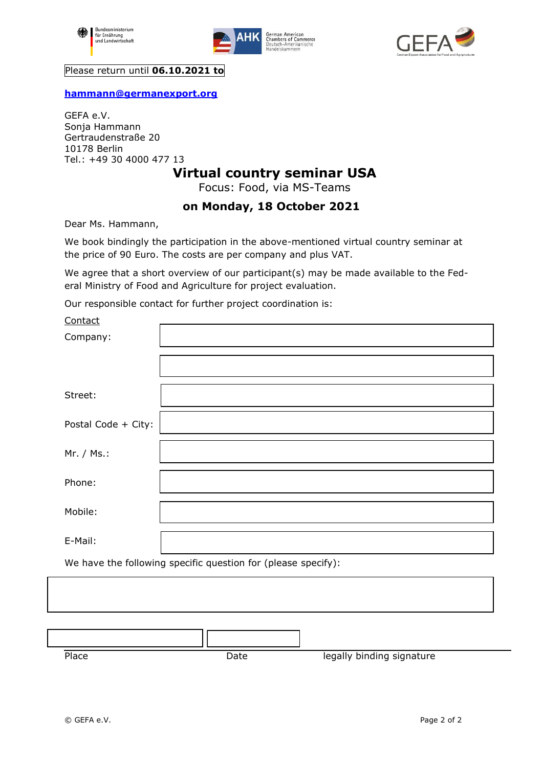Please return until **06.10.2021 to**

**hammann@germanexport.org**

GEFA e.V.
Sonja Hammann
Gertraudenstraße 20
10178 Berlin
Tel.: +49 30 4000 477 13

# Virtual country seminar USA

Focus: Food, via MS-Teams

## on Monday, 18 October 2021

Dear Ms. Hammann,

We book bindingly the participation in the above-mentioned virtual country seminar at the price of 90 Euro. The costs are per company and plus VAT.

We agree that a short overview of our participant(s) may be made available to the Federal Ministry of Food and Agriculture for project evaluation.

Our responsible contact for further project coordination is:

Contact

| | |
|---|---|
| Company: | |
| | |
| Street: | |
| Postal Code + City: | |
| Mr. / Ms.: | |
| Phone: | |
| Mobile: | |
| E-Mail: | |

We have the following specific question for (please specify):

| | | |
|---|---|---|
| | | |
| Place | Date | legally binding signature |